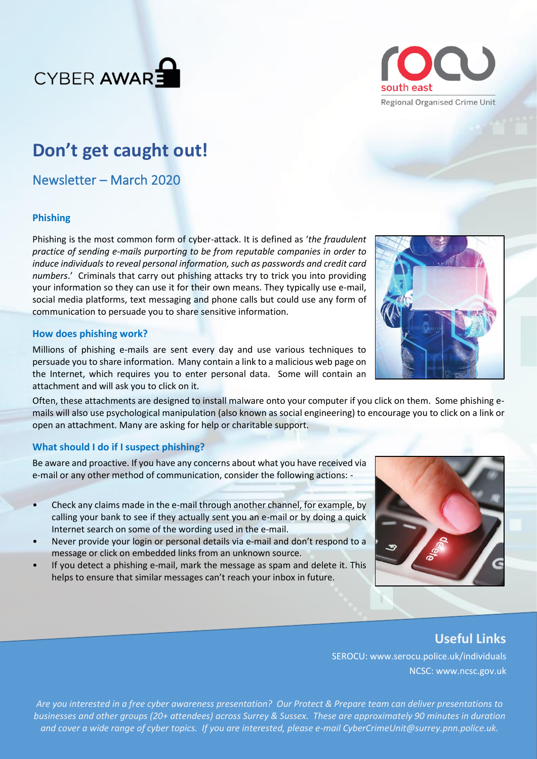CYBER AWARE

south east
Regional Organised Crime Unit

# Don't get caught out!

## Newsletter – March 2020

### Phishing

Phishing is the most common form of cyber-attack. It is defined as '*the fraudulent practice of sending e-mails purporting to be from reputable companies in order to induce individuals to reveal personal information, such as passwords and credit card numbers*.' Criminals that carry out phishing attacks try to trick you into providing your information so they can use it for their own means. They typically use e-mail, social media platforms, text messaging and phone calls but could use any form of communication to persuade you to share sensitive information.

### How does phishing work?

Millions of phishing e-mails are sent every day and use various techniques to persuade you to share information. Many contain a link to a malicious web page on the Internet, which requires you to enter personal data. Some will contain an attachment and will ask you to click on it.

Often, these attachments are designed to install malware onto your computer if you click on them. Some phishing e-mails will also use psychological manipulation (also known as social engineering) to encourage you to click on a link or open an attachment. Many are asking for help or charitable support.

### What should I do if I suspect phishing?

Be aware and proactive. If you have any concerns about what you have received via e-mail or any other method of communication, consider the following actions: -

- Check any claims made in the e-mail through another channel, for example, by calling your bank to see if they actually sent you an e-mail or by doing a quick Internet search on some of the wording used in the e-mail.
- Never provide your login or personal details via e-mail and don't respond to a message or click on embedded links from an unknown source.
- If you detect a phishing e-mail, mark the message as spam and delete it. This helps to ensure that similar messages can't reach your inbox in future.

## Useful Links

SEROCU: www.serocu.police.uk/individuals

NCSC: www.ncsc.gov.uk

*Are you interested in a free cyber awareness presentation? Our Protect & Prepare team can deliver presentations to businesses and other groups (20+ attendees) across Surrey & Sussex. These are approximately 90 minutes in duration and cover a wide range of cyber topics. If you are interested, please e-mail CyberCrimeUnit@surrey.pnn.police.uk.*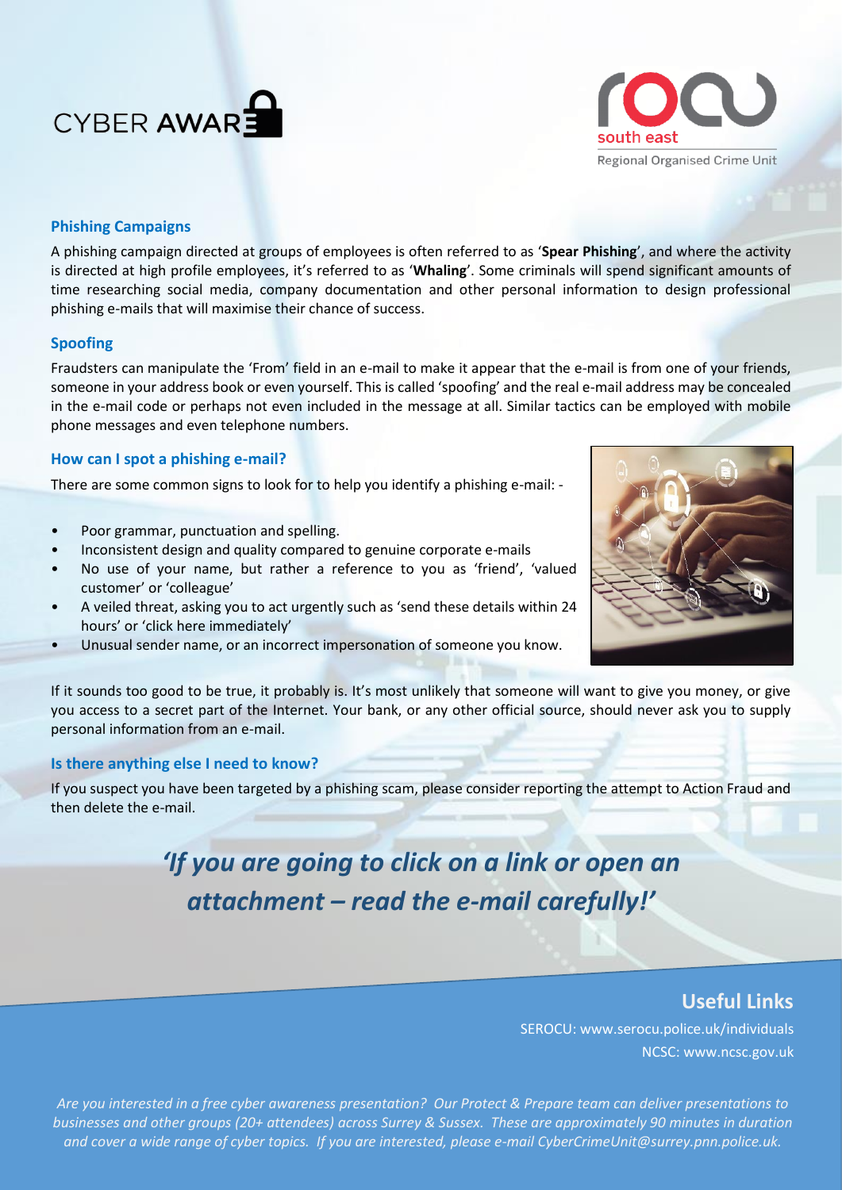## Phishing Campaigns

A phishing campaign directed at groups of employees is often referred to as '**Spear Phishing**', and where the activity is directed at high profile employees, it's referred to as '**Whaling**'. Some criminals will spend significant amounts of time researching social media, company documentation and other personal information to design professional phishing e-mails that will maximise their chance of success.

## Spoofing

Fraudsters can manipulate the 'From' field in an e-mail to make it appear that the e-mail is from one of your friends, someone in your address book or even yourself. This is called 'spoofing' and the real e-mail address may be concealed in the e-mail code or perhaps not even included in the message at all. Similar tactics can be employed with mobile phone messages and even telephone numbers.

## How can I spot a phishing e-mail?

There are some common signs to look for to help you identify a phishing e-mail: -

- Poor grammar, punctuation and spelling.
- Inconsistent design and quality compared to genuine corporate e-mails
- No use of your name, but rather a reference to you as 'friend', 'valued customer' or 'colleague'
- A veiled threat, asking you to act urgently such as 'send these details within 24 hours' or 'click here immediately'
- Unusual sender name, or an incorrect impersonation of someone you know.

If it sounds too good to be true, it probably is. It's most unlikely that someone will want to give you money, or give you access to a secret part of the Internet. Your bank, or any other official source, should never ask you to supply personal information from an e-mail.

## Is there anything else I need to know?

If you suspect you have been targeted by a phishing scam, please consider reporting the attempt to Action Fraud and then delete the e-mail.

***'If you are going to click on a link or open an attachment – read the e-mail carefully!'***

## Useful Links

SEROCU: www.serocu.police.uk/individuals

NCSC: www.ncsc.gov.uk

*Are you interested in a free cyber awareness presentation? Our Protect & Prepare team can deliver presentations to businesses and other groups (20+ attendees) across Surrey & Sussex. These are approximately 90 minutes in duration and cover a wide range of cyber topics. If you are interested, please e-mail CyberCrimeUnit@surrey.pnn.police.uk.*